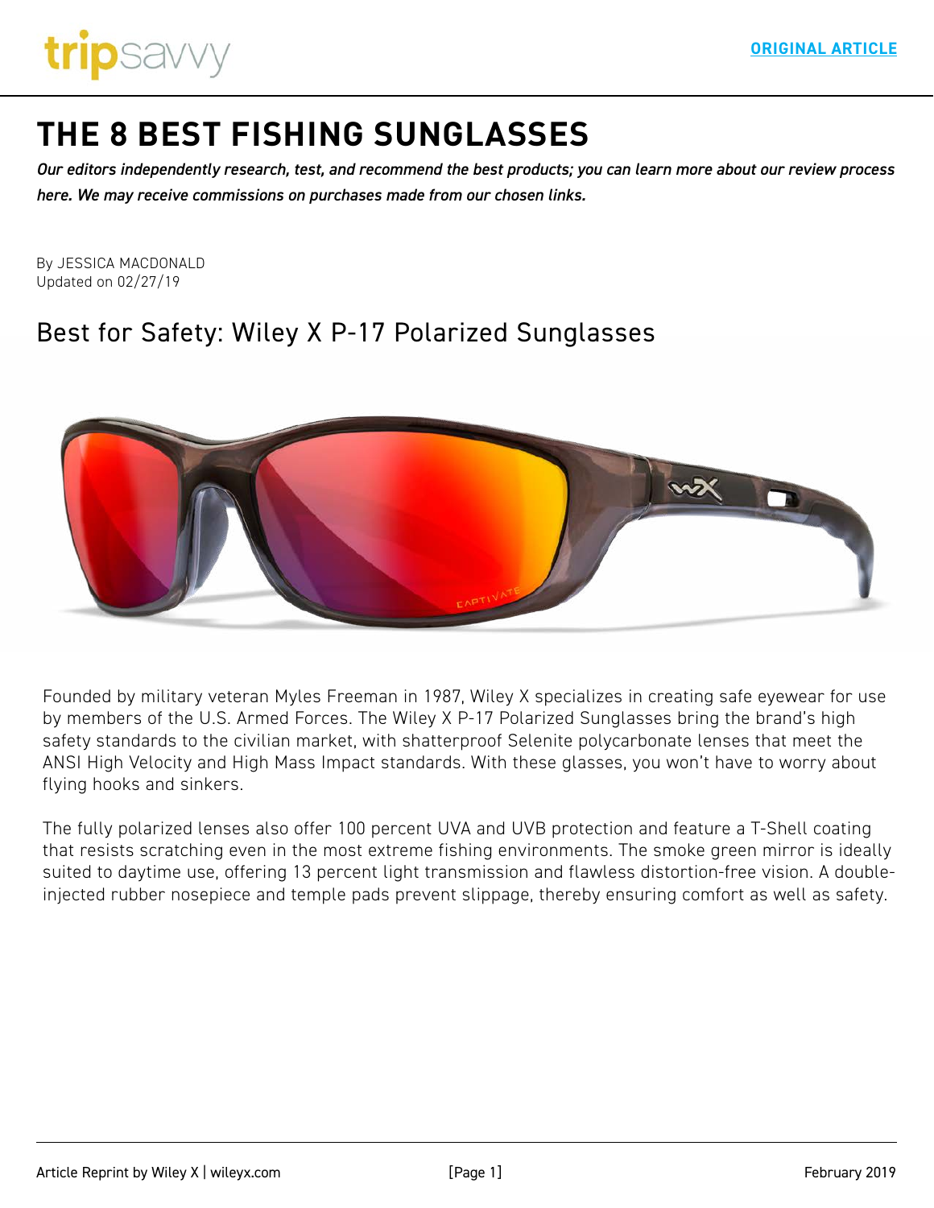tripsavvy

ORIGINAL ARTICLE

# THE 8 BEST FISHING SUNGLASSES

*Our editors independently research, test, and recommend the best products; you can learn more about our review process here. We may receive commissions on purchases made from our chosen links.*

By JESSICA MACDONALD
Updated on 02/27/19

## Best for Safety: Wiley X P-17 Polarized Sunglasses

Founded by military veteran Myles Freeman in 1987, Wiley X specializes in creating safe eyewear for use by members of the U.S. Armed Forces. The Wiley X P-17 Polarized Sunglasses bring the brand's high safety standards to the civilian market, with shatterproof Selenite polycarbonate lenses that meet the ANSI High Velocity and High Mass Impact standards. With these glasses, you won't have to worry about flying hooks and sinkers.

The fully polarized lenses also offer 100 percent UVA and UVB protection and feature a T-Shell coating that resists scratching even in the most extreme fishing environments. The smoke green mirror is ideally suited to daytime use, offering 13 percent light transmission and flawless distortion-free vision. A double-injected rubber nosepiece and temple pads prevent slippage, thereby ensuring comfort as well as safety.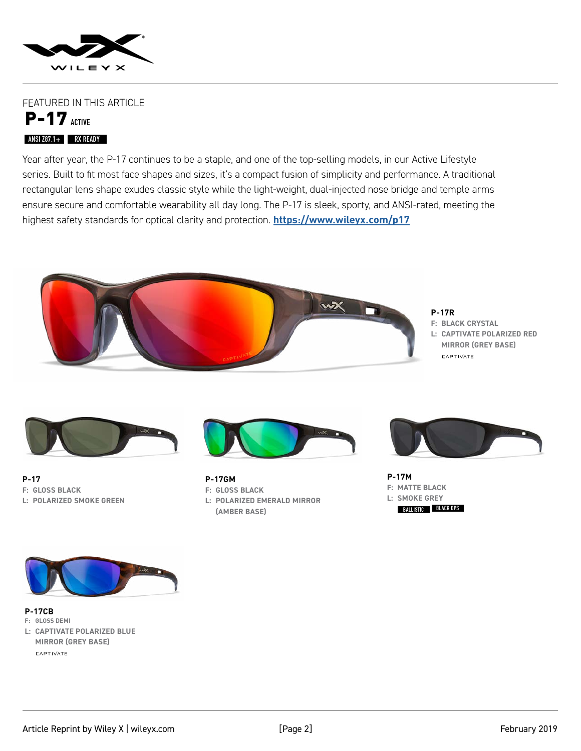FEATURED IN THIS ARTICLE

# P-17 ACTIVE

ANSI Z87.1+ RX READY

Year after year, the P-17 continues to be a staple, and one of the top-selling models, in our Active Lifestyle series. Built to fit most face shapes and sizes, it's a compact fusion of simplicity and performance. A traditional rectangular lens shape exudes classic style while the light-weight, dual-injected nose bridge and temple arms ensure secure and comfortable wearability all day long. The P-17 is sleek, sporty, and ANSI-rated, meeting the highest safety standards for optical clarity and protection. **https://www.wileyx.com/p17**

**P-17R**
F: BLACK CRYSTAL
L: CAPTIVATE POLARIZED RED MIRROR (GREY BASE)
CAPTIVATE

**P-17**
F: GLOSS BLACK
L: POLARIZED SMOKE GREEN

**P-17GM**
F: GLOSS BLACK
L: POLARIZED EMERALD MIRROR (AMBER BASE)

**P-17M**
F: MATTE BLACK
L: SMOKE GREY
BALLISTIC BLACK OPS

**P-17CB**
F: GLOSS DEMI
L: CAPTIVATE POLARIZED BLUE MIRROR (GREY BASE)
CAPTIVATE

Article Reprint by Wiley X | wileyx.com

February 2019